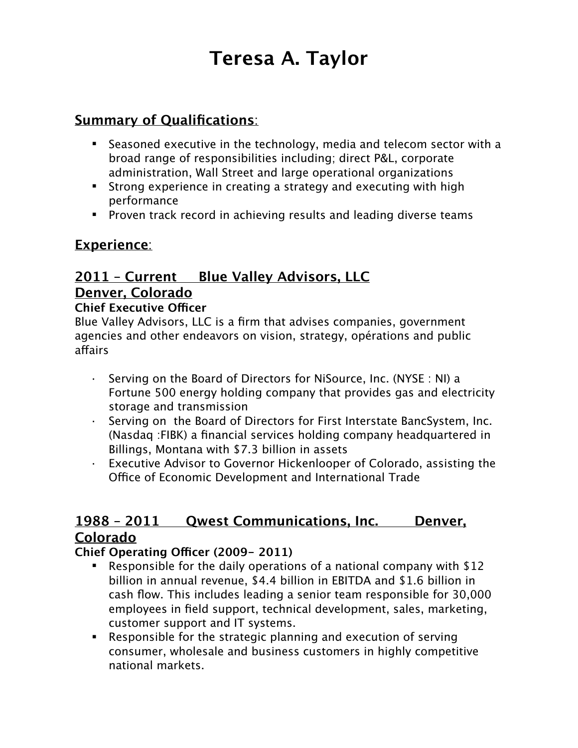# Teresa A. Taylor

## Summary of Qualifications:

- Seasoned executive in the technology, media and telecom sector with a broad range of responsibilities including; direct P&L, corporate administration, Wall Street and large operational organizations
- Strong experience in creating a strategy and executing with high performance
- Proven track record in achieving results and leading diverse teams

## Experience:

### 2011 – Current Blue Valley Advisors, LLC Denver, Colorado

**Chief Executive Officer**

Blue Valley Advisors, LLC is a firm that advises companies, government agencies and other endeavors on vision, strategy, opérations and public affairs

- Serving on the Board of Directors for NiSource, Inc. (NYSE : NI) a Fortune 500 energy holding company that provides gas and electricity storage and transmission
- Serving on the Board of Directors for First Interstate BancSystem, Inc. (Nasdaq :FIBK) a financial services holding company headquartered in Billings, Montana with $7.3 billion in assets
- Executive Advisor to Governor Hickenlooper of Colorado, assisting the Office of Economic Development and International Trade

### 1988 – 2011 Qwest Communications, Inc. Denver, Colorado

**Chief Operating Officer (2009– 2011)**

- Responsible for the daily operations of a national company with $12 billion in annual revenue, $4.4 billion in EBITDA and $1.6 billion in cash flow. This includes leading a senior team responsible for 30,000 employees in field support, technical development, sales, marketing, customer support and IT systems.
- Responsible for the strategic planning and execution of serving consumer, wholesale and business customers in highly competitive national markets.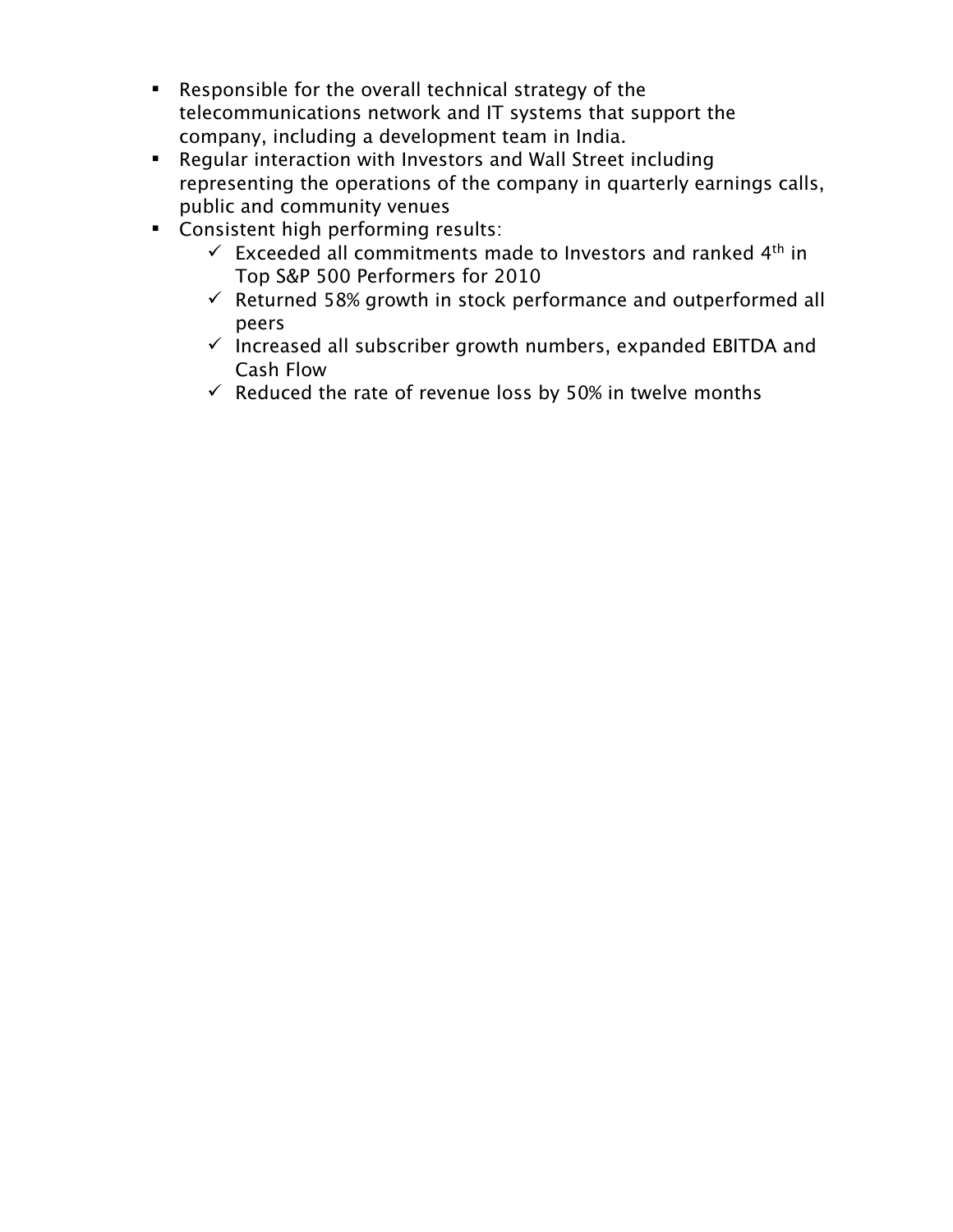- Responsible for the overall technical strategy of the telecommunications network and IT systems that support the company, including a development team in India.
- Regular interaction with Investors and Wall Street including representing the operations of the company in quarterly earnings calls, public and community venues
- Consistent high performing results:
  - ✓ Exceeded all commitments made to Investors and ranked 4th in Top S&P 500 Performers for 2010
  - ✓ Returned 58% growth in stock performance and outperformed all peers
  - ✓ Increased all subscriber growth numbers, expanded EBITDA and Cash Flow
  - ✓ Reduced the rate of revenue loss by 50% in twelve months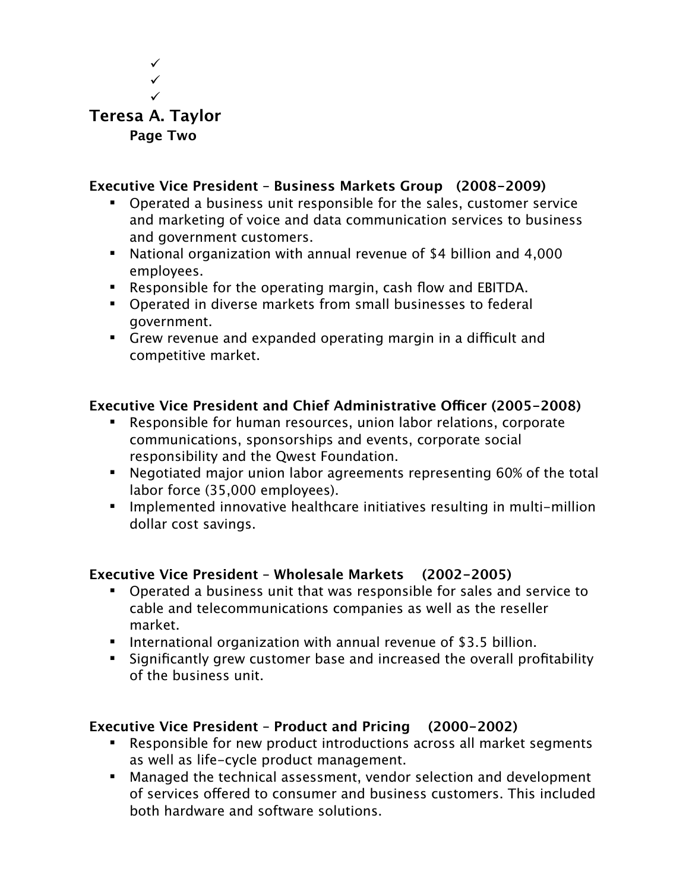✓
✓
✓

**Teresa A. Taylor**
**Page Two**

**Executive Vice President – Business Markets Group (2008-2009)**

- Operated a business unit responsible for the sales, customer service and marketing of voice and data communication services to business and government customers.
- National organization with annual revenue of $4 billion and 4,000 employees.
- Responsible for the operating margin, cash flow and EBITDA.
- Operated in diverse markets from small businesses to federal government.
- Grew revenue and expanded operating margin in a difficult and competitive market.

**Executive Vice President and Chief Administrative Officer (2005-2008)**

- Responsible for human resources, union labor relations, corporate communications, sponsorships and events, corporate social responsibility and the Qwest Foundation.
- Negotiated major union labor agreements representing 60% of the total labor force (35,000 employees).
- Implemented innovative healthcare initiatives resulting in multi-million dollar cost savings.

**Executive Vice President – Wholesale Markets (2002-2005)**

- Operated a business unit that was responsible for sales and service to cable and telecommunications companies as well as the reseller market.
- International organization with annual revenue of $3.5 billion.
- Significantly grew customer base and increased the overall profitability of the business unit.

**Executive Vice President – Product and Pricing (2000-2002)**

- Responsible for new product introductions across all market segments as well as life-cycle product management.
- Managed the technical assessment, vendor selection and development of services offered to consumer and business customers. This included both hardware and software solutions.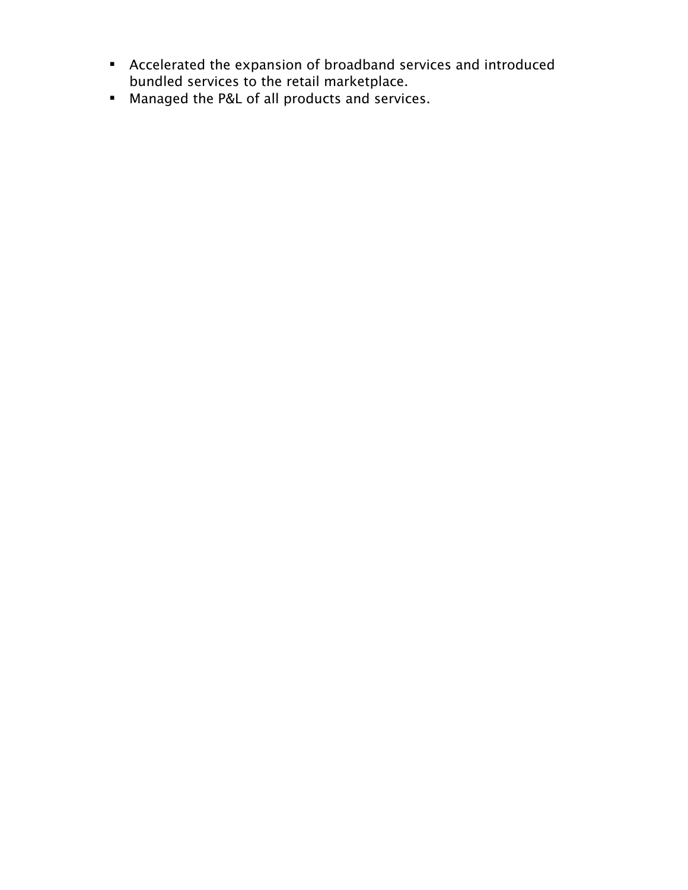- Accelerated the expansion of broadband services and introduced bundled services to the retail marketplace.
- Managed the P&L of all products and services.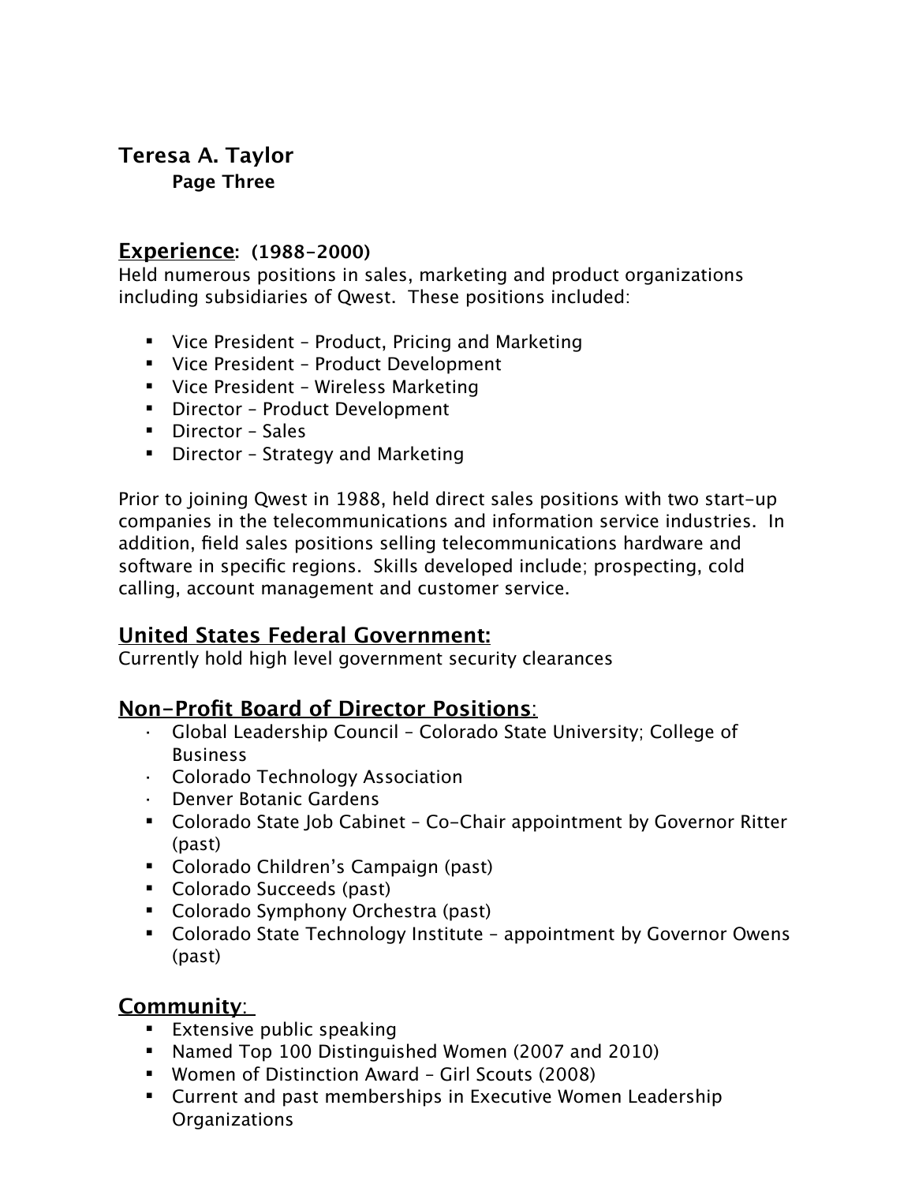## Experience: (1988-2000)

Held numerous positions in sales, marketing and product organizations including subsidiaries of Qwest. These positions included:

- Vice President – Product, Pricing and Marketing
- Vice President – Product Development
- Vice President – Wireless Marketing
- Director – Product Development
- Director – Sales
- Director – Strategy and Marketing

Prior to joining Qwest in 1988, held direct sales positions with two start-up companies in the telecommunications and information service industries. In addition, field sales positions selling telecommunications hardware and software in specific regions. Skills developed include; prospecting, cold calling, account management and customer service.

## United States Federal Government:

Currently hold high level government security clearances

## Non-Profit Board of Director Positions:

- Global Leadership Council – Colorado State University; College of Business
- Colorado Technology Association
- Denver Botanic Gardens
- Colorado State Job Cabinet – Co-Chair appointment by Governor Ritter (past)
- Colorado Children's Campaign (past)
- Colorado Succeeds (past)
- Colorado Symphony Orchestra (past)
- Colorado State Technology Institute – appointment by Governor Owens (past)

## Community:

- Extensive public speaking
- Named Top 100 Distinguished Women (2007 and 2010)
- Women of Distinction Award – Girl Scouts (2008)
- Current and past memberships in Executive Women Leadership Organizations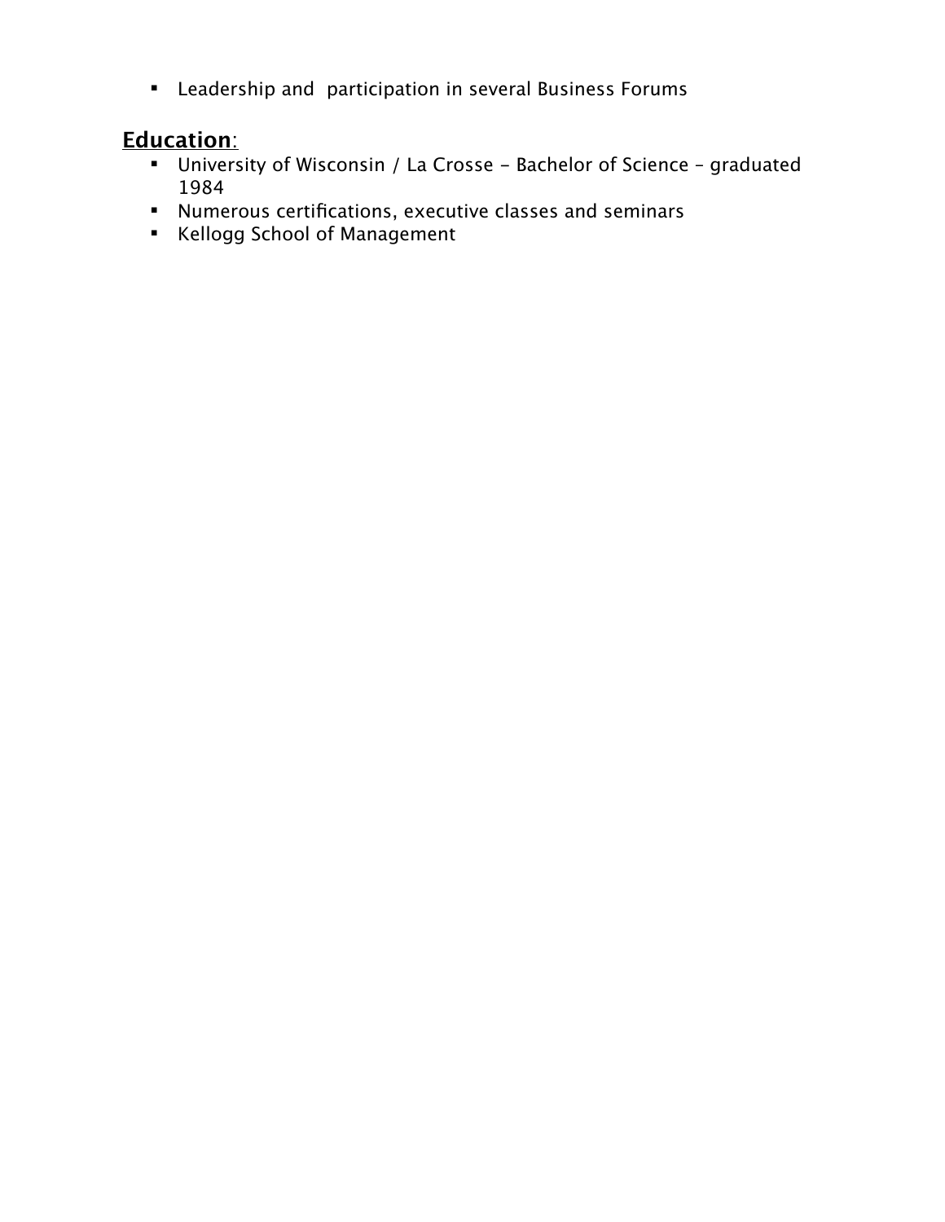- Leadership and participation in several Business Forums

## Education:

- University of Wisconsin / La Crosse - Bachelor of Science – graduated 1984
- Numerous certifications, executive classes and seminars
- Kellogg School of Management